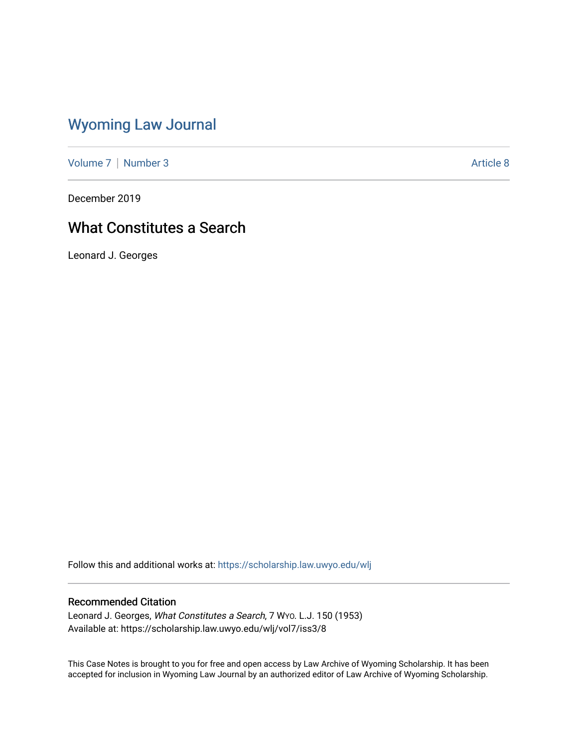# Wyoming Law Journal

Volume 7 | Number 3 Article 8

December 2019

## What Constitutes a Search

Leonard J. Georges

Follow this and additional works at: https://scholarship.law.uwyo.edu/wlj

### Recommended Citation

Leonard J. Georges, *What Constitutes a Search*, 7 Wyo. L.J. 150 (1953)
Available at: https://scholarship.law.uwyo.edu/wlj/vol7/iss3/8

This Case Notes is brought to you for free and open access by Law Archive of Wyoming Scholarship. It has been accepted for inclusion in Wyoming Law Journal by an authorized editor of Law Archive of Wyoming Scholarship.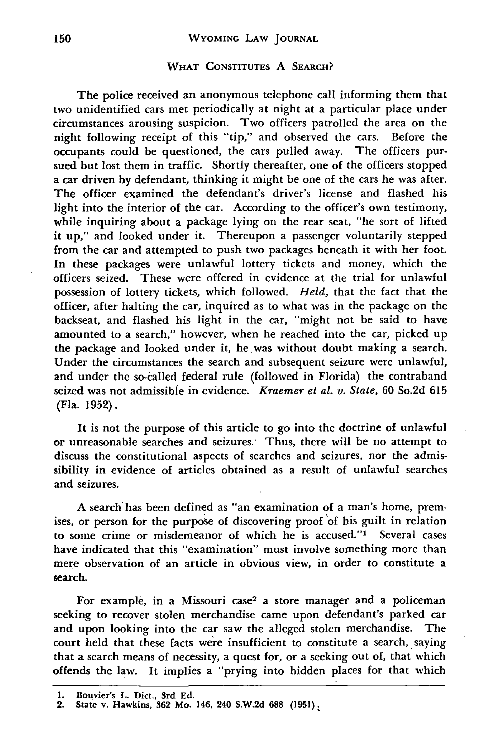## WHAT CONSTITUTES A SEARCH?

The police received an anonymous telephone call informing them that two unidentified cars met periodically at night at a particular place under circumstances arousing suspicion. Two officers patrolled the area on the night following receipt of this "tip," and observed the cars. Before the occupants could be questioned, the cars pulled away. The officers pursued but lost them in traffic. Shortly thereafter, one of the officers stopped a car driven by defendant, thinking it might be one of the cars he was after. The officer examined the defendant's driver's license and flashed his light into the interior of the car. According to the officer's own testimony, while inquiring about a package lying on the rear seat, "he sort of lifted it up," and looked under it. Thereupon a passenger voluntarily stepped from the car and attempted to push two packages beneath it with her foot. In these packages were unlawful lottery tickets and money, which the officers seized. These were offered in evidence at the trial for unlawful possession of lottery tickets, which followed. *Held,* that the fact that the officer, after halting the car, inquired as to what was in the package on the backseat, and flashed his light in the car, "might not be said to have amounted to a search," however, when he reached into the car, picked up the package and looked under it, he was without doubt making a search. Under the circumstances the search and subsequent seizure were unlawful, and under the so-called federal rule (followed in Florida) the contraband seized was not admissible in evidence. *Kraemer et al. v. State,* 60 So.2d 615 (Fla. 1952).

It is not the purpose of this article to go into the doctrine of unlawful or unreasonable searches and seizures. Thus, there will be no attempt to discuss the constitutional aspects of searches and seizures, nor the admissibility in evidence of articles obtained as a result of unlawful searches and seizures.

A search has been defined as "an examination of a man's home, premises, or person for the purpose of discovering proof of his guilt in relation to some crime or misdemeanor of which he is accused."[1] Several cases have indicated that this "examination" must involve something more than mere observation of an article in obvious view, in order to constitute a search.

For example, in a Missouri case[2] a store manager and a policeman seeking to recover stolen merchandise came upon defendant's parked car and upon looking into the car saw the alleged stolen merchandise. The court held that these facts were insufficient to constitute a search, saying that a search means of necessity, a quest for, or a seeking out of, that which offends the law. It implies a "prying into hidden places for that which

---

1. Bouvier's L. Dict., 3rd Ed.
2. State v. Hawkins, 362 Mo. 146, 240 S.W.2d 688 (1951);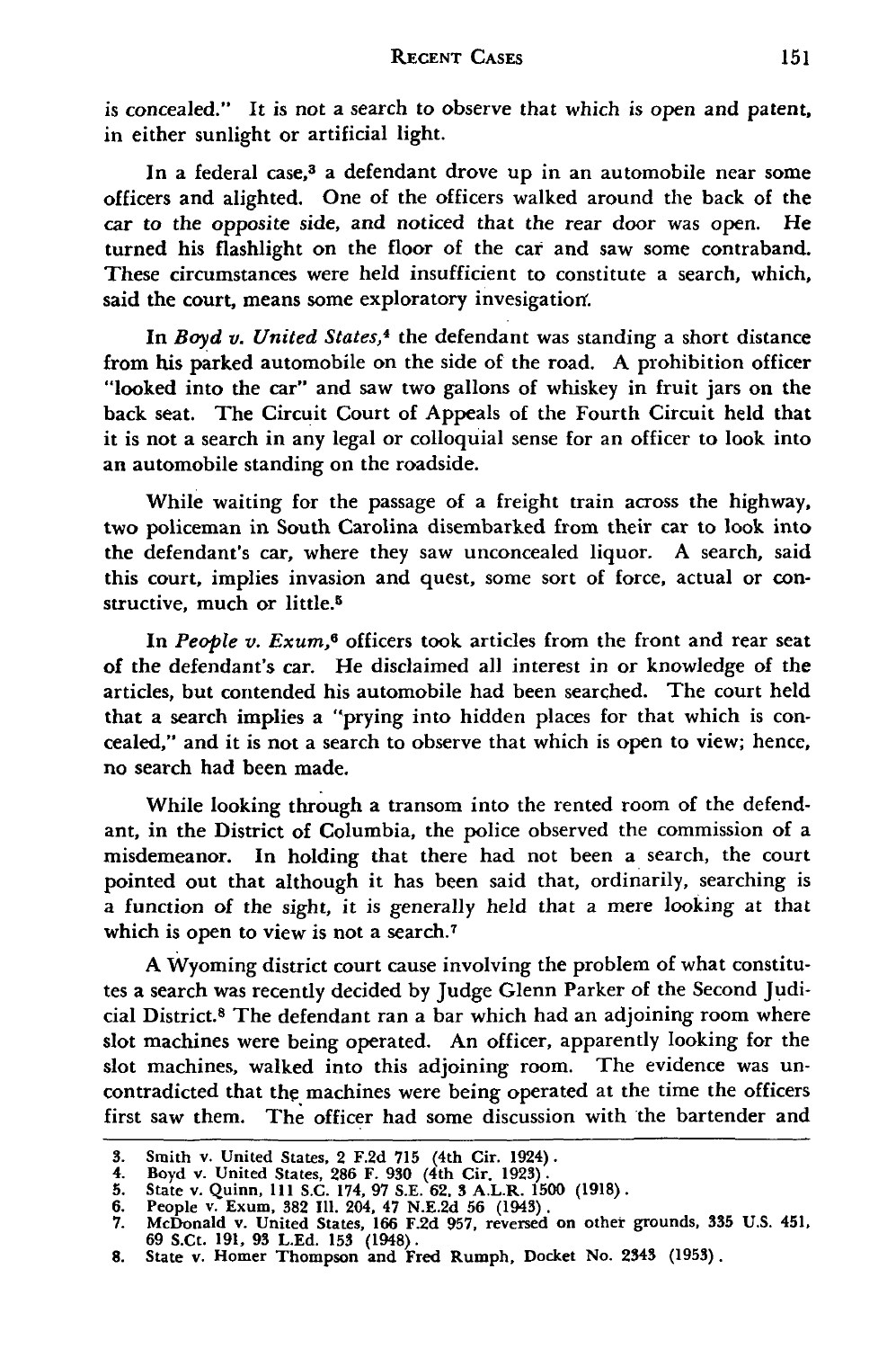is concealed." It is not a search to observe that which is open and patent, in either sunlight or artificial light.

In a federal case,[3] a defendant drove up in an automobile near some officers and alighted. One of the officers walked around the back of the car to the opposite side, and noticed that the rear door was open. He turned his flashlight on the floor of the car and saw some contraband. These circumstances were held insufficient to constitute a search, which, said the court, means some exploratory invesigation.

In *Boyd v. United States*,[4] the defendant was standing a short distance from his parked automobile on the side of the road. A prohibition officer "looked into the car" and saw two gallons of whiskey in fruit jars on the back seat. The Circuit Court of Appeals of the Fourth Circuit held that it is not a search in any legal or colloquial sense for an officer to look into an automobile standing on the roadside.

While waiting for the passage of a freight train across the highway, two policeman in South Carolina disembarked from their car to look into the defendant's car, where they saw unconcealed liquor. A search, said this court, implies invasion and quest, some sort of force, actual or constructive, much or little.[5]

In *People v. Exum*,[6] officers took articles from the front and rear seat of the defendant's car. He disclaimed all interest in or knowledge of the articles, but contended his automobile had been searched. The court held that a search implies a "prying into hidden places for that which is concealed," and it is not a search to observe that which is open to view; hence, no search had been made.

While looking through a transom into the rented room of the defendant, in the District of Columbia, the police observed the commission of a misdemeanor. In holding that there had not been a search, the court pointed out that although it has been said that, ordinarily, searching is a function of the sight, it is generally held that a mere looking at that which is open to view is not a search.[7]

A Wyoming district court cause involving the problem of what constitutes a search was recently decided by Judge Glenn Parker of the Second Judicial District.[8] The defendant ran a bar which had an adjoining room where slot machines were being operated. An officer, apparently looking for the slot machines, walked into this adjoining room. The evidence was uncontradicted that the machines were being operated at the time the officers first saw them. The officer had some discussion with the bartender and

---

3. Smith v. United States, 2 F.2d 715 (4th Cir. 1924).
4. Boyd v. United States, 286 F. 930 (4th Cir. 1923).
5. State v. Quinn, 111 S.C. 174, 97 S.E. 62, 3 A.L.R. 1500 (1918).
6. People v. Exum, 382 Ill. 204, 47 N.E.2d 56 (1943).
7. McDonald v. United States, 166 F.2d 957, reversed on other grounds, 335 U.S. 451, 69 S.Ct. 191, 93 L.Ed. 153 (1948).
8. State v. Homer Thompson and Fred Rumph, Docket No. 2343 (1953).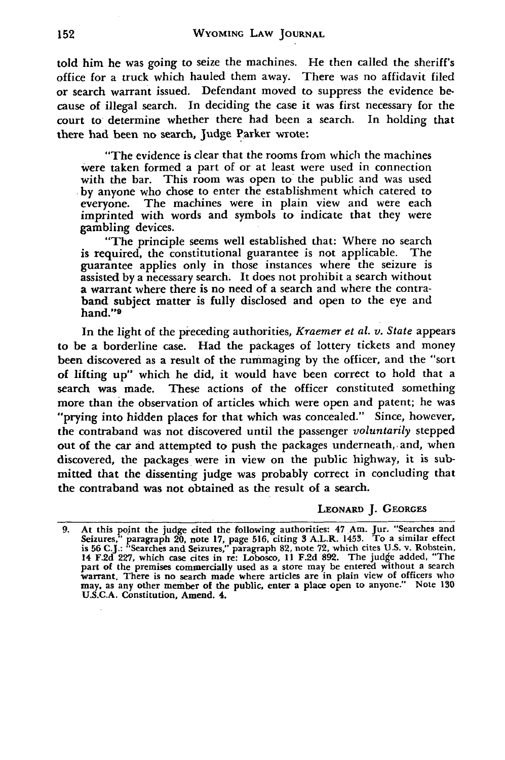told him he was going to seize the machines. He then called the sheriff's office for a truck which hauled them away. There was no affidavit filed or search warrant issued. Defendant moved to suppress the evidence because of illegal search. In deciding the case it was first necessary for the court to determine whether there had been a search. In holding that there had been no search, Judge Parker wrote:

> "The evidence is clear that the rooms from which the machines were taken formed a part of or at least were used in connection with the bar. This room was open to the public and was used by anyone who chose to enter the establishment which catered to everyone. The machines were in plain view and were each imprinted with words and symbols to indicate that they were gambling devices.
>
> "The principle seems well established that: Where no search is required, the constitutional guarantee is not applicable. The guarantee applies only in those instances where the seizure is assisted by a necessary search. It does not prohibit a search without a warrant where there is no need of a search and where the contraband subject matter is fully disclosed and open to the eye and hand."[9]

In the light of the preceding authorities, *Kraemer et al. v. State* appears to be a borderline case. Had the packages of lottery tickets and money been discovered as a result of the rummaging by the officer, and the "sort of lifting up" which he did, it would have been correct to hold that a search was made. These actions of the officer constituted something more than the observation of articles which were open and patent; he was "prying into hidden places for that which was concealed." Since, however, the contraband was not discovered until the passenger *voluntarily* stepped out of the car and attempted to push the packages underneath, and, when discovered, the packages were in view on the public highway, it is submitted that the dissenting judge was probably correct in concluding that the contraband was not obtained as the result of a search.

LEONARD J. GEORGES

---

9. At this point the judge cited the following authorities: 47 Am. Jur. "Searches and Seizures," paragraph 20, note 17, page 516, citing 3 A.L.R. 1453. To a similar effect is 56 C.J.: "Searches and Seizures," paragraph 82, note 72, which cites U.S. v. Robstein, 14 F.2d 227, which case cites in re: Lobosco, 11 F.2d 892. The judge added, "The part of the premises commercially used as a store may be entered without a search warrant. There is no search made where articles are in plain view of officers who may, as any other member of the public, enter a place open to anyone." Note 130 U.S.C.A. Constitution, Amend. 4.